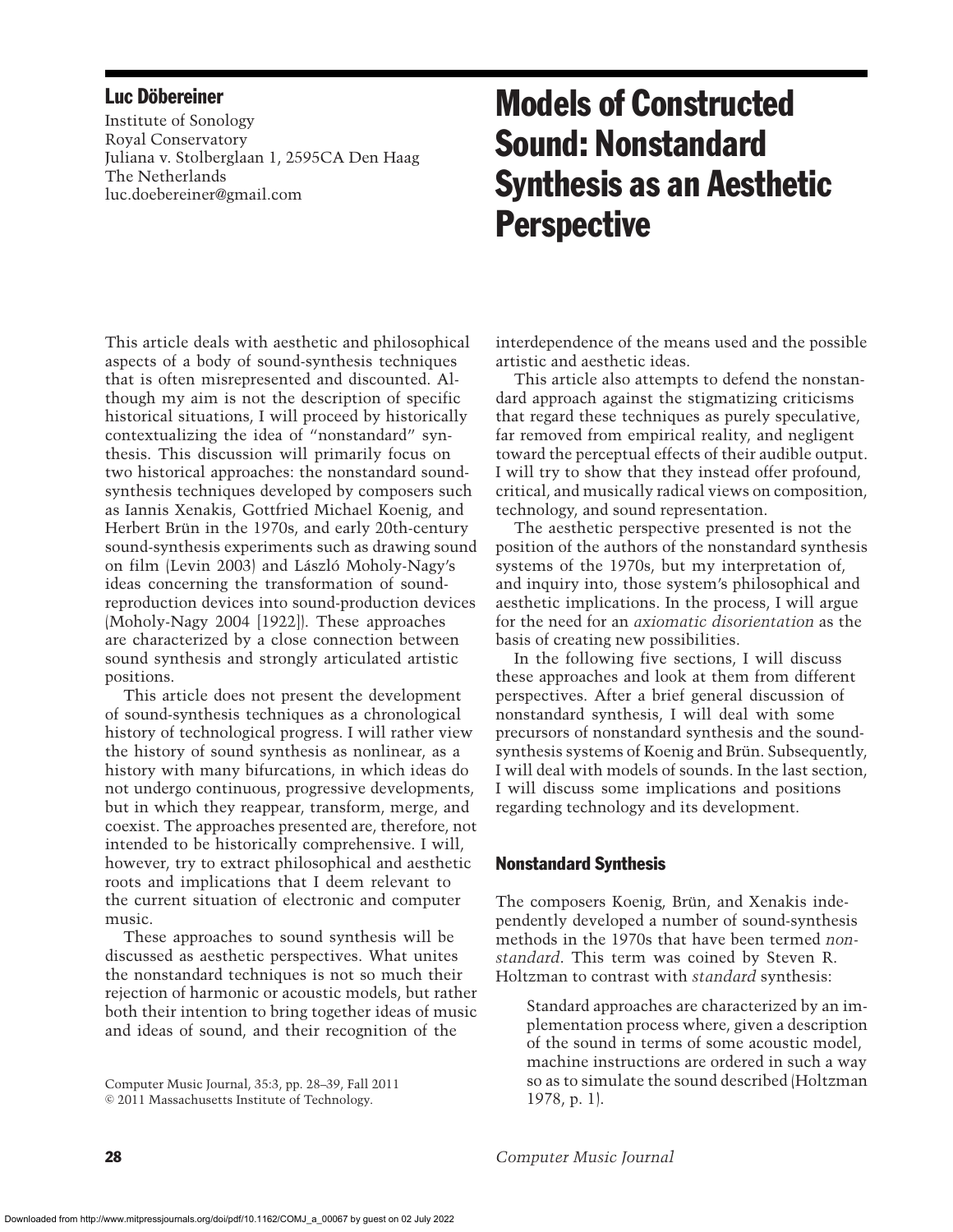**Luc Döbereiner**

Institute of Sonology
Royal Conservatory
Juliana v. Stolberglaan 1, 2595CA Den Haag
The Netherlands
luc.doebereiner@gmail.com

# Models of Constructed Sound: Nonstandard Synthesis as an Aesthetic Perspective

This article deals with aesthetic and philosophical aspects of a body of sound-synthesis techniques that is often misrepresented and discounted. Although my aim is not the description of specific historical situations, I will proceed by historically contextualizing the idea of "nonstandard" synthesis. This discussion will primarily focus on two historical approaches: the nonstandard sound-synthesis techniques developed by composers such as Iannis Xenakis, Gottfried Michael Koenig, and Herbert Brün in the 1970s, and early 20th-century sound-synthesis experiments such as drawing sound on film (Levin 2003) and László Moholy-Nagy's ideas concerning the transformation of sound-reproduction devices into sound-production devices (Moholy-Nagy 2004 [1922]). These approaches are characterized by a close connection between sound synthesis and strongly articulated artistic positions.

This article does not present the development of sound-synthesis techniques as a chronological history of technological progress. I will rather view the history of sound synthesis as nonlinear, as a history with many bifurcations, in which ideas do not undergo continuous, progressive developments, but in which they reappear, transform, merge, and coexist. The approaches presented are, therefore, not intended to be historically comprehensive. I will, however, try to extract philosophical and aesthetic roots and implications that I deem relevant to the current situation of electronic and computer music.

These approaches to sound synthesis will be discussed as aesthetic perspectives. What unites the nonstandard techniques is not so much their rejection of harmonic or acoustic models, but rather both their intention to bring together ideas of music and ideas of sound, and their recognition of the interdependence of the means used and the possible artistic and aesthetic ideas.

This article also attempts to defend the nonstandard approach against the stigmatizing criticisms that regard these techniques as purely speculative, far removed from empirical reality, and negligent toward the perceptual effects of their audible output. I will try to show that they instead offer profound, critical, and musically radical views on composition, technology, and sound representation.

The aesthetic perspective presented is not the position of the authors of the nonstandard synthesis systems of the 1970s, but my interpretation of, and inquiry into, those system's philosophical and aesthetic implications. In the process, I will argue for the need for an *axiomatic disorientation* as the basis of creating new possibilities.

In the following five sections, I will discuss these approaches and look at them from different perspectives. After a brief general discussion of nonstandard synthesis, I will deal with some precursors of nonstandard synthesis and the sound-synthesis systems of Koenig and Brün. Subsequently, I will deal with models of sounds. In the last section, I will discuss some implications and positions regarding technology and its development.

## Nonstandard Synthesis

The composers Koenig, Brün, and Xenakis independently developed a number of sound-synthesis methods in the 1970s that have been termed *nonstandard*. This term was coined by Steven R. Holtzman to contrast with *standard* synthesis:

> Standard approaches are characterized by an implementation process where, given a description of the sound in terms of some acoustic model, machine instructions are ordered in such a way so as to simulate the sound described (Holtzman 1978, p. 1).

Computer Music Journal, 35:3, pp. 28–39, Fall 2011
© 2011 Massachusetts Institute of Technology.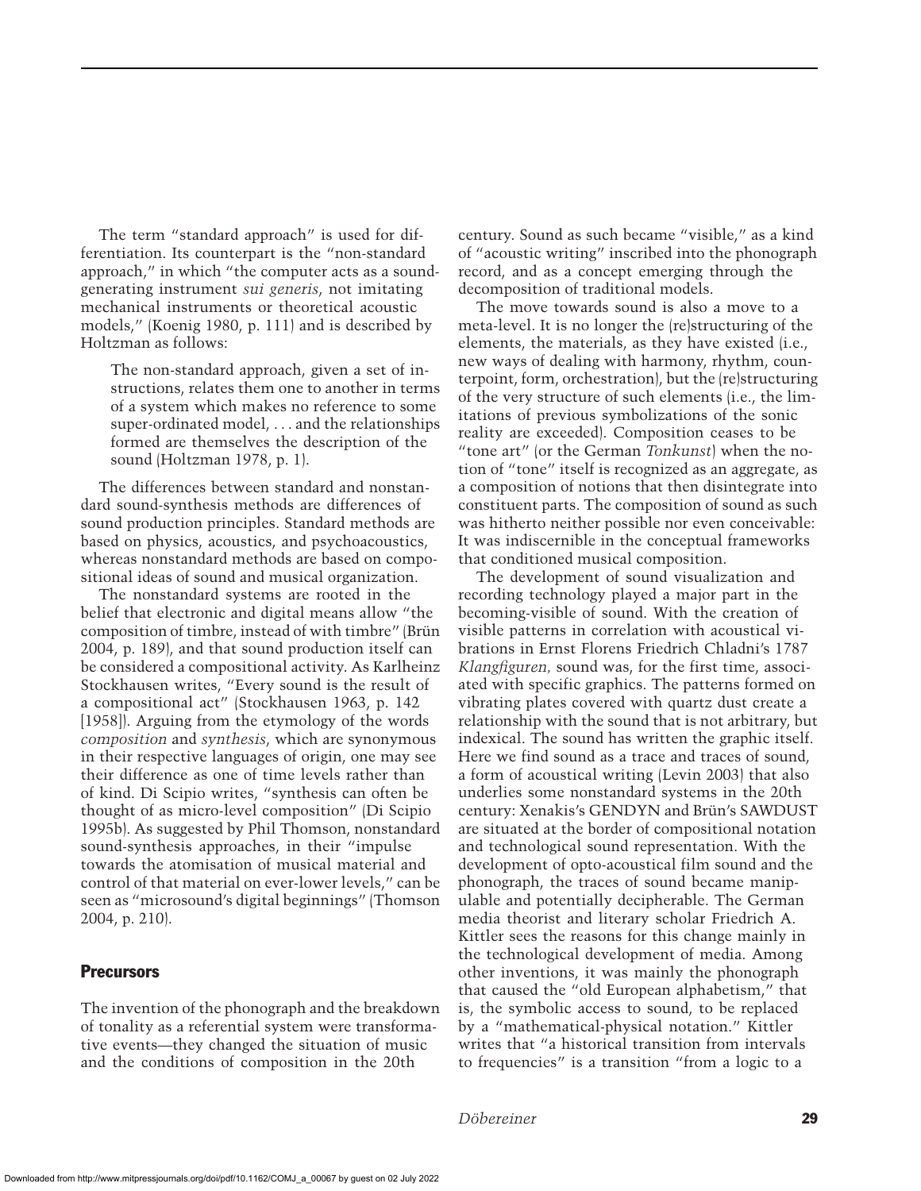The term "standard approach" is used for differentiation. Its counterpart is the "non-standard approach," in which "the computer acts as a sound-generating instrument *sui generis*, not imitating mechanical instruments or theoretical acoustic models," (Koenig 1980, p. 111) and is described by Holtzman as follows:

> The non-standard approach, given a set of instructions, relates them one to another in terms of a system which makes no reference to some super-ordinated model, . . . and the relationships formed are themselves the description of the sound (Holtzman 1978, p. 1).

The differences between standard and nonstandard sound-synthesis methods are differences of sound production principles. Standard methods are based on physics, acoustics, and psychoacoustics, whereas nonstandard methods are based on compositional ideas of sound and musical organization.

The nonstandard systems are rooted in the belief that electronic and digital means allow "the composition of timbre, instead of with timbre" (Brün 2004, p. 189), and that sound production itself can be considered a compositional activity. As Karlheinz Stockhausen writes, "Every sound is the result of a compositional act" (Stockhausen 1963, p. 142 [1958]). Arguing from the etymology of the words *composition* and *synthesis*, which are synonymous in their respective languages of origin, one may see their difference as one of time levels rather than of kind. Di Scipio writes, "synthesis can often be thought of as micro-level composition" (Di Scipio 1995b). As suggested by Phil Thomson, nonstandard sound-synthesis approaches, in their "impulse towards the atomisation of musical material and control of that material on ever-lower levels," can be seen as "microsound's digital beginnings" (Thomson 2004, p. 210).

## Precursors

The invention of the phonograph and the breakdown of tonality as a referential system were transformative events—they changed the situation of music and the conditions of composition in the 20th century. Sound as such became "visible," as a kind of "acoustic writing" inscribed into the phonograph record, and as a concept emerging through the decomposition of traditional models.

The move towards sound is also a move to a meta-level. It is no longer the (re)structuring of the elements, the materials, as they have existed (i.e., new ways of dealing with harmony, rhythm, counterpoint, form, orchestration), but the (re)structuring of the very structure of such elements (i.e., the limitations of previous symbolizations of the sonic reality are exceeded). Composition ceases to be "tone art" (or the German *Tonkunst*) when the notion of "tone" itself is recognized as an aggregate, as a composition of notions that then disintegrate into constituent parts. The composition of sound as such was hitherto neither possible nor even conceivable: It was indiscernible in the conceptual frameworks that conditioned musical composition.

The development of sound visualization and recording technology played a major part in the becoming-visible of sound. With the creation of visible patterns in correlation with acoustical vibrations in Ernst Florens Friedrich Chladni's 1787 *Klangfiguren,* sound was, for the first time, associated with specific graphics. The patterns formed on vibrating plates covered with quartz dust create a relationship with the sound that is not arbitrary, but indexical. The sound has written the graphic itself. Here we find sound as a trace and traces of sound, a form of acoustical writing (Levin 2003) that also underlies some nonstandard systems in the 20th century: Xenakis's GENDYN and Brün's SAWDUST are situated at the border of compositional notation and technological sound representation. With the development of opto-acoustical film sound and the phonograph, the traces of sound became manipulable and potentially decipherable. The German media theorist and literary scholar Friedrich A. Kittler sees the reasons for this change mainly in the technological development of media. Among other inventions, it was mainly the phonograph that caused the "old European alphabetism," that is, the symbolic access to sound, to be replaced by a "mathematical-physical notation." Kittler writes that "a historical transition from intervals to frequencies" is a transition "from a logic to a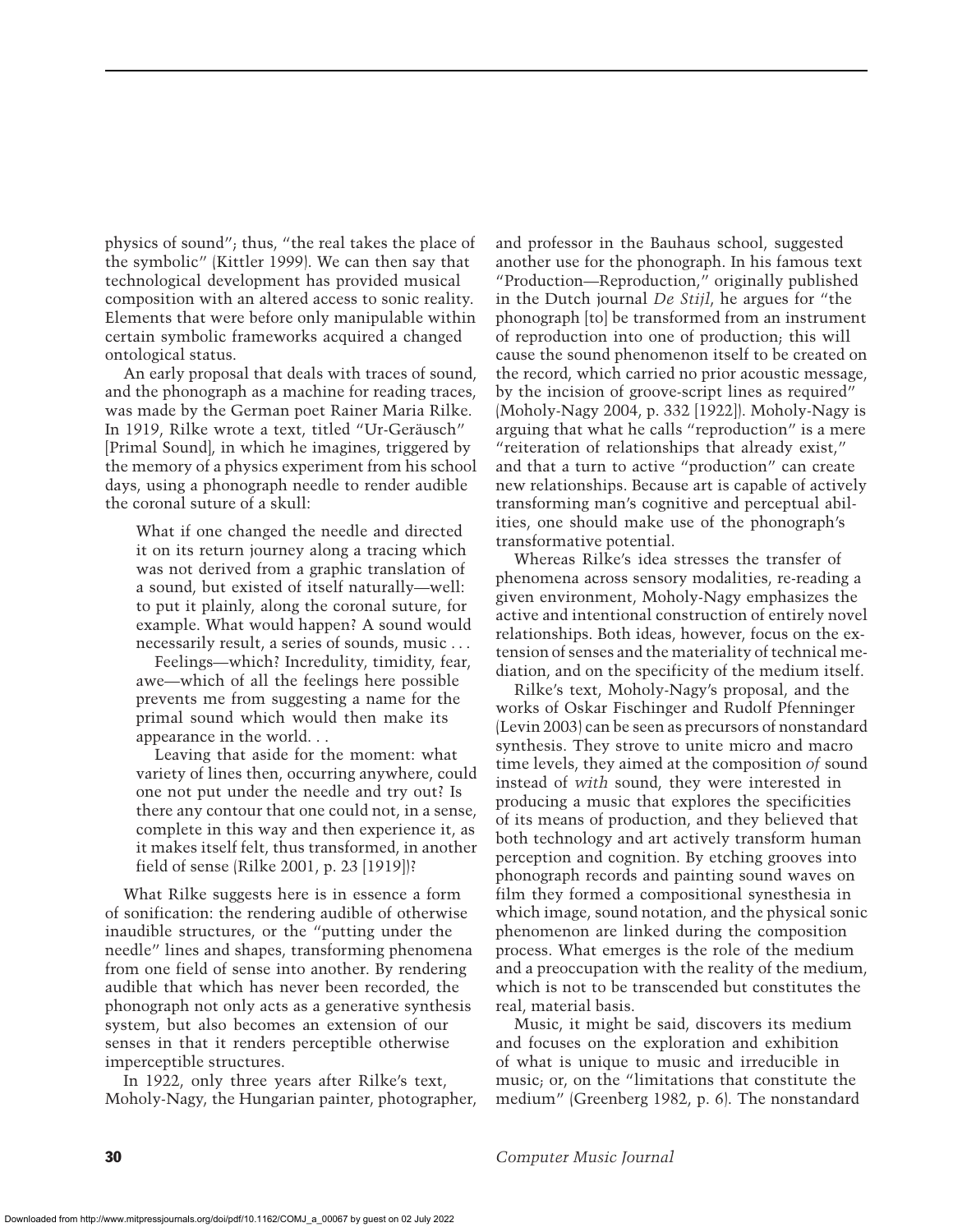physics of sound"; thus, "the real takes the place of the symbolic" (Kittler 1999). We can then say that technological development has provided musical composition with an altered access to sonic reality. Elements that were before only manipulable within certain symbolic frameworks acquired a changed ontological status.

An early proposal that deals with traces of sound, and the phonograph as a machine for reading traces, was made by the German poet Rainer Maria Rilke. In 1919, Rilke wrote a text, titled "Ur-Geräusch" [Primal Sound], in which he imagines, triggered by the memory of a physics experiment from his school days, using a phonograph needle to render audible the coronal suture of a skull:

> What if one changed the needle and directed it on its return journey along a tracing which was not derived from a graphic translation of a sound, but existed of itself naturally—well: to put it plainly, along the coronal suture, for example. What would happen? A sound would necessarily result, a series of sounds, music . . .
>
> Feelings—which? Incredulity, timidity, fear, awe—which of all the feelings here possible prevents me from suggesting a name for the primal sound which would then make its appearance in the world. . .
>
> Leaving that aside for the moment: what variety of lines then, occurring anywhere, could one not put under the needle and try out? Is there any contour that one could not, in a sense, complete in this way and then experience it, as it makes itself felt, thus transformed, in another field of sense (Rilke 2001, p. 23 [1919])?

What Rilke suggests here is in essence a form of sonification: the rendering audible of otherwise inaudible structures, or the "putting under the needle" lines and shapes, transforming phenomena from one field of sense into another. By rendering audible that which has never been recorded, the phonograph not only acts as a generative synthesis system, but also becomes an extension of our senses in that it renders perceptible otherwise imperceptible structures.

In 1922, only three years after Rilke's text, Moholy-Nagy, the Hungarian painter, photographer, and professor in the Bauhaus school, suggested another use for the phonograph. In his famous text "Production—Reproduction," originally published in the Dutch journal *De Stijl*, he argues for "the phonograph [to] be transformed from an instrument of reproduction into one of production; this will cause the sound phenomenon itself to be created on the record, which carried no prior acoustic message, by the incision of groove-script lines as required" (Moholy-Nagy 2004, p. 332 [1922]). Moholy-Nagy is arguing that what he calls "reproduction" is a mere "reiteration of relationships that already exist," and that a turn to active "production" can create new relationships. Because art is capable of actively transforming man's cognitive and perceptual abilities, one should make use of the phonograph's transformative potential.

Whereas Rilke's idea stresses the transfer of phenomena across sensory modalities, re-reading a given environment, Moholy-Nagy emphasizes the active and intentional construction of entirely novel relationships. Both ideas, however, focus on the extension of senses and the materiality of technical mediation, and on the specificity of the medium itself.

Rilke's text, Moholy-Nagy's proposal, and the works of Oskar Fischinger and Rudolf Pfenninger (Levin 2003) can be seen as precursors of nonstandard synthesis. They strove to unite micro and macro time levels, they aimed at the composition *of* sound instead of *with* sound, they were interested in producing a music that explores the specificities of its means of production, and they believed that both technology and art actively transform human perception and cognition. By etching grooves into phonograph records and painting sound waves on film they formed a compositional synesthesia in which image, sound notation, and the physical sonic phenomenon are linked during the composition process. What emerges is the role of the medium and a preoccupation with the reality of the medium, which is not to be transcended but constitutes the real, material basis.

Music, it might be said, discovers its medium and focuses on the exploration and exhibition of what is unique to music and irreducible in music; or, on the "limitations that constitute the medium" (Greenberg 1982, p. 6). The nonstandard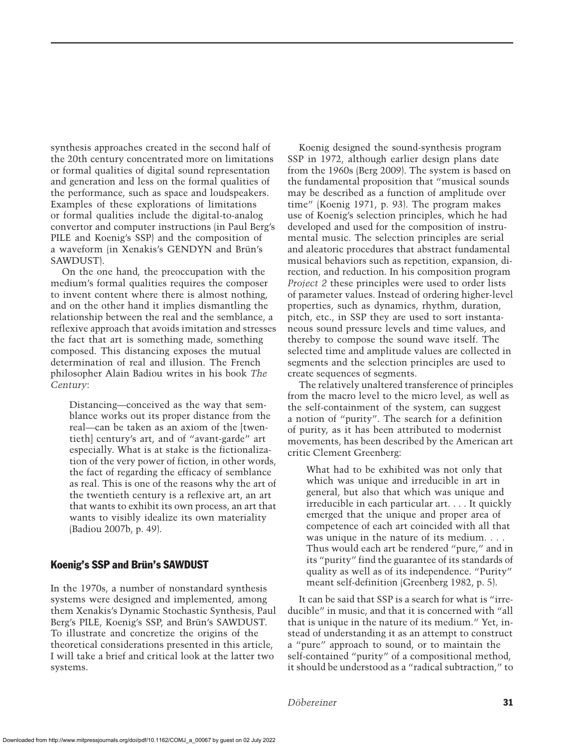synthesis approaches created in the second half of the 20th century concentrated more on limitations or formal qualities of digital sound representation and generation and less on the formal qualities of the performance, such as space and loudspeakers. Examples of these explorations of limitations or formal qualities include the digital-to-analog convertor and computer instructions (in Paul Berg's PILE and Koenig's SSP) and the composition of a waveform (in Xenakis's GENDYN and Brün's SAWDUST).

On the one hand, the preoccupation with the medium's formal qualities requires the composer to invent content where there is almost nothing, and on the other hand it implies dismantling the relationship between the real and the semblance, a reflexive approach that avoids imitation and stresses the fact that art is something made, something composed. This distancing exposes the mutual determination of real and illusion. The French philosopher Alain Badiou writes in his book *The Century*:

> Distancing—conceived as the way that semblance works out its proper distance from the real—can be taken as an axiom of the [twentieth] century's art, and of "avant-garde" art especially. What is at stake is the fictionalization of the very power of fiction, in other words, the fact of regarding the efficacy of semblance as real. This is one of the reasons why the art of the twentieth century is a reflexive art, an art that wants to exhibit its own process, an art that wants to visibly idealize its own materiality (Badiou 2007b, p. 49).

## Koenig's SSP and Brün's SAWDUST

In the 1970s, a number of nonstandard synthesis systems were designed and implemented, among them Xenakis's Dynamic Stochastic Synthesis, Paul Berg's PILE, Koenig's SSP, and Brün's SAWDUST. To illustrate and concretize the origins of the theoretical considerations presented in this article, I will take a brief and critical look at the latter two systems.

Koenig designed the sound-synthesis program SSP in 1972, although earlier design plans date from the 1960s (Berg 2009). The system is based on the fundamental proposition that "musical sounds may be described as a function of amplitude over time" (Koenig 1971, p. 93). The program makes use of Koenig's selection principles, which he had developed and used for the composition of instrumental music. The selection principles are serial and aleatoric procedures that abstract fundamental musical behaviors such as repetition, expansion, direction, and reduction. In his composition program *Project 2* these principles were used to order lists of parameter values. Instead of ordering higher-level properties, such as dynamics, rhythm, duration, pitch, etc., in SSP they are used to sort instantaneous sound pressure levels and time values, and thereby to compose the sound wave itself. The selected time and amplitude values are collected in segments and the selection principles are used to create sequences of segments.

The relatively unaltered transference of principles from the macro level to the micro level, as well as the self-containment of the system, can suggest a notion of "purity". The search for a definition of purity, as it has been attributed to modernist movements, has been described by the American art critic Clement Greenberg:

> What had to be exhibited was not only that which was unique and irreducible in art in general, but also that which was unique and irreducible in each particular art. . . . It quickly emerged that the unique and proper area of competence of each art coincided with all that was unique in the nature of its medium. . . . Thus would each art be rendered "pure," and in its "purity" find the guarantee of its standards of quality as well as of its independence. "Purity" meant self-definition (Greenberg 1982, p. 5).

It can be said that SSP is a search for what is "irreducible" in music, and that it is concerned with "all that is unique in the nature of its medium." Yet, instead of understanding it as an attempt to construct a "pure" approach to sound, or to maintain the self-contained "purity" of a compositional method, it should be understood as a "radical subtraction," to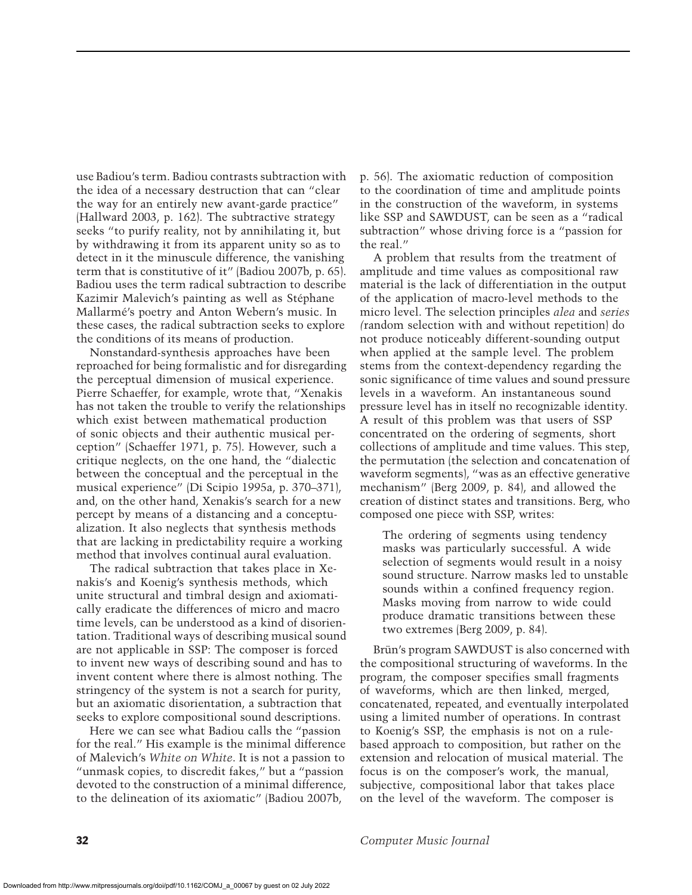use Badiou's term. Badiou contrasts subtraction with the idea of a necessary destruction that can "clear the way for an entirely new avant-garde practice" (Hallward 2003, p. 162). The subtractive strategy seeks "to purify reality, not by annihilating it, but by withdrawing it from its apparent unity so as to detect in it the minuscule difference, the vanishing term that is constitutive of it" (Badiou 2007b, p. 65). Badiou uses the term radical subtraction to describe Kazimir Malevich's painting as well as Stéphane Mallarmé's poetry and Anton Webern's music. In these cases, the radical subtraction seeks to explore the conditions of its means of production.

Nonstandard-synthesis approaches have been reproached for being formalistic and for disregarding the perceptual dimension of musical experience. Pierre Schaeffer, for example, wrote that, "Xenakis has not taken the trouble to verify the relationships which exist between mathematical production of sonic objects and their authentic musical perception" (Schaeffer 1971, p. 75). However, such a critique neglects, on the one hand, the "dialectic between the conceptual and the perceptual in the musical experience" (Di Scipio 1995a, p. 370–371), and, on the other hand, Xenakis's search for a new percept by means of a distancing and a conceptualization. It also neglects that synthesis methods that are lacking in predictability require a working method that involves continual aural evaluation.

The radical subtraction that takes place in Xenakis's and Koenig's synthesis methods, which unite structural and timbral design and axiomatically eradicate the differences of micro and macro time levels, can be understood as a kind of disorientation. Traditional ways of describing musical sound are not applicable in SSP: The composer is forced to invent new ways of describing sound and has to invent content where there is almost nothing. The stringency of the system is not a search for purity, but an axiomatic disorientation, a subtraction that seeks to explore compositional sound descriptions.

Here we can see what Badiou calls the "passion for the real." His example is the minimal difference of Malevich's *White on White*. It is not a passion to "unmask copies, to discredit fakes," but a "passion devoted to the construction of a minimal difference, to the delineation of its axiomatic" (Badiou 2007b, p. 56). The axiomatic reduction of composition to the coordination of time and amplitude points in the construction of the waveform, in systems like SSP and SAWDUST, can be seen as a "radical subtraction" whose driving force is a "passion for the real."

A problem that results from the treatment of amplitude and time values as compositional raw material is the lack of differentiation in the output of the application of macro-level methods to the micro level. The selection principles *alea* and *series* (random selection with and without repetition) do not produce noticeably different-sounding output when applied at the sample level. The problem stems from the context-dependency regarding the sonic significance of time values and sound pressure levels in a waveform. An instantaneous sound pressure level has in itself no recognizable identity. A result of this problem was that users of SSP concentrated on the ordering of segments, short collections of amplitude and time values. This step, the permutation (the selection and concatenation of waveform segments), "was as an effective generative mechanism" (Berg 2009, p. 84), and allowed the creation of distinct states and transitions. Berg, who composed one piece with SSP, writes:

> The ordering of segments using tendency masks was particularly successful. A wide selection of segments would result in a noisy sound structure. Narrow masks led to unstable sounds within a confined frequency region. Masks moving from narrow to wide could produce dramatic transitions between these two extremes (Berg 2009, p. 84).

Brün's program SAWDUST is also concerned with the compositional structuring of waveforms. In the program, the composer specifies small fragments of waveforms, which are then linked, merged, concatenated, repeated, and eventually interpolated using a limited number of operations. In contrast to Koenig's SSP, the emphasis is not on a rule-based approach to composition, but rather on the extension and relocation of musical material. The focus is on the composer's work, the manual, subjective, compositional labor that takes place on the level of the waveform. The composer is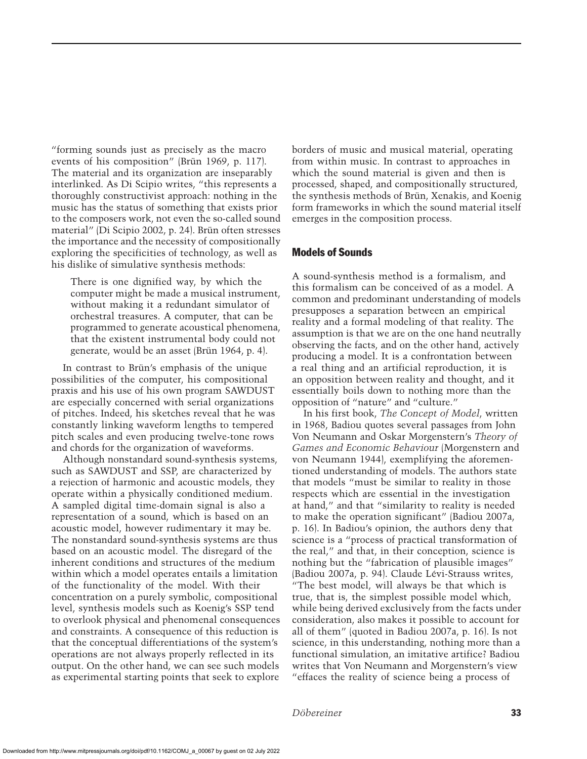"forming sounds just as precisely as the macro events of his composition" (Brün 1969, p. 117). The material and its organization are inseparably interlinked. As Di Scipio writes, "this represents a thoroughly constructivist approach: nothing in the music has the status of something that exists prior to the composers work, not even the so-called sound material" (Di Scipio 2002, p. 24). Brün often stresses the importance and the necessity of compositionally exploring the specificities of technology, as well as his dislike of simulative synthesis methods:

> There is one dignified way, by which the computer might be made a musical instrument, without making it a redundant simulator of orchestral treasures. A computer, that can be programmed to generate acoustical phenomena, that the existent instrumental body could not generate, would be an asset (Brün 1964, p. 4).

In contrast to Brün's emphasis of the unique possibilities of the computer, his compositional praxis and his use of his own program SAWDUST are especially concerned with serial organizations of pitches. Indeed, his sketches reveal that he was constantly linking waveform lengths to tempered pitch scales and even producing twelve-tone rows and chords for the organization of waveforms.

Although nonstandard sound-synthesis systems, such as SAWDUST and SSP, are characterized by a rejection of harmonic and acoustic models, they operate within a physically conditioned medium. A sampled digital time-domain signal is also a representation of a sound, which is based on an acoustic model, however rudimentary it may be. The nonstandard sound-synthesis systems are thus based on an acoustic model. The disregard of the inherent conditions and structures of the medium within which a model operates entails a limitation of the functionality of the model. With their concentration on a purely symbolic, compositional level, synthesis models such as Koenig's SSP tend to overlook physical and phenomenal consequences and constraints. A consequence of this reduction is that the conceptual differentiations of the system's operations are not always properly reflected in its output. On the other hand, we can see such models as experimental starting points that seek to explore borders of music and musical material, operating from within music. In contrast to approaches in which the sound material is given and then is processed, shaped, and compositionally structured, the synthesis methods of Brün, Xenakis, and Koenig form frameworks in which the sound material itself emerges in the composition process.

## Models of Sounds

A sound-synthesis method is a formalism, and this formalism can be conceived of as a model. A common and predominant understanding of models presupposes a separation between an empirical reality and a formal modeling of that reality. The assumption is that we are on the one hand neutrally observing the facts, and on the other hand, actively producing a model. It is a confrontation between a real thing and an artificial reproduction, it is an opposition between reality and thought, and it essentially boils down to nothing more than the opposition of "nature" and "culture."

In his first book, *The Concept of Model*, written in 1968, Badiou quotes several passages from John Von Neumann and Oskar Morgenstern's *Theory of Games and Economic Behaviour* (Morgenstern and von Neumann 1944), exemplifying the aforementioned understanding of models. The authors state that models "must be similar to reality in those respects which are essential in the investigation at hand," and that "similarity to reality is needed to make the operation significant" (Badiou 2007a, p. 16). In Badiou's opinion, the authors deny that science is a "process of practical transformation of the real," and that, in their conception, science is nothing but the "fabrication of plausible images" (Badiou 2007a, p. 94). Claude Lévi-Strauss writes, "The best model, will always be that which is true, that is, the simplest possible model which, while being derived exclusively from the facts under consideration, also makes it possible to account for all of them" (quoted in Badiou 2007a, p. 16). Is not science, in this understanding, nothing more than a functional simulation, an imitative artifice? Badiou writes that Von Neumann and Morgenstern's view "effaces the reality of science being a process of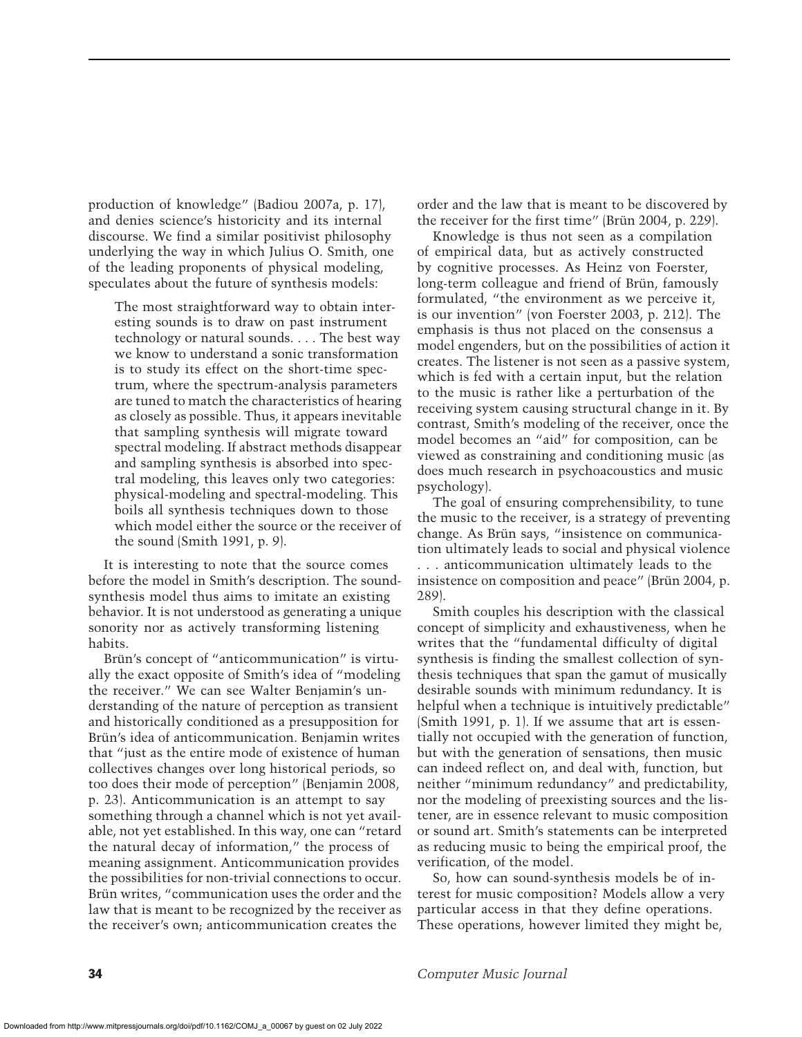production of knowledge" (Badiou 2007a, p. 17), and denies science's historicity and its internal discourse. We find a similar positivist philosophy underlying the way in which Julius O. Smith, one of the leading proponents of physical modeling, speculates about the future of synthesis models:

> The most straightforward way to obtain interesting sounds is to draw on past instrument technology or natural sounds. . . . The best way we know to understand a sonic transformation is to study its effect on the short-time spectrum, where the spectrum-analysis parameters are tuned to match the characteristics of hearing as closely as possible. Thus, it appears inevitable that sampling synthesis will migrate toward spectral modeling. If abstract methods disappear and sampling synthesis is absorbed into spectral modeling, this leaves only two categories: physical-modeling and spectral-modeling. This boils all synthesis techniques down to those which model either the source or the receiver of the sound (Smith 1991, p. 9).

It is interesting to note that the source comes before the model in Smith's description. The sound-synthesis model thus aims to imitate an existing behavior. It is not understood as generating a unique sonority nor as actively transforming listening habits.

Brün's concept of "anticommunication" is virtually the exact opposite of Smith's idea of "modeling the receiver." We can see Walter Benjamin's understanding of the nature of perception as transient and historically conditioned as a presupposition for Brün's idea of anticommunication. Benjamin writes that "just as the entire mode of existence of human collectives changes over long historical periods, so too does their mode of perception" (Benjamin 2008, p. 23). Anticommunication is an attempt to say something through a channel which is not yet available, not yet established. In this way, one can "retard the natural decay of information," the process of meaning assignment. Anticommunication provides the possibilities for non-trivial connections to occur. Brün writes, "communication uses the order and the law that is meant to be recognized by the receiver as the receiver's own; anticommunication creates the order and the law that is meant to be discovered by the receiver for the first time" (Brün 2004, p. 229).

Knowledge is thus not seen as a compilation of empirical data, but as actively constructed by cognitive processes. As Heinz von Foerster, long-term colleague and friend of Brün, famously formulated, "the environment as we perceive it, is our invention" (von Foerster 2003, p. 212). The emphasis is thus not placed on the consensus a model engenders, but on the possibilities of action it creates. The listener is not seen as a passive system, which is fed with a certain input, but the relation to the music is rather like a perturbation of the receiving system causing structural change in it. By contrast, Smith's modeling of the receiver, once the model becomes an "aid" for composition, can be viewed as constraining and conditioning music (as does much research in psychoacoustics and music psychology).

The goal of ensuring comprehensibility, to tune the music to the receiver, is a strategy of preventing change. As Brün says, "insistence on communication ultimately leads to social and physical violence . . . anticommunication ultimately leads to the insistence on composition and peace" (Brün 2004, p. 289).

Smith couples his description with the classical concept of simplicity and exhaustiveness, when he writes that the "fundamental difficulty of digital synthesis is finding the smallest collection of synthesis techniques that span the gamut of musically desirable sounds with minimum redundancy. It is helpful when a technique is intuitively predictable" (Smith 1991, p. 1). If we assume that art is essentially not occupied with the generation of function, but with the generation of sensations, then music can indeed reflect on, and deal with, function, but neither "minimum redundancy" and predictability, nor the modeling of preexisting sources and the listener, are in essence relevant to music composition or sound art. Smith's statements can be interpreted as reducing music to being the empirical proof, the verification, of the model.

So, how can sound-synthesis models be of interest for music composition? Models allow a very particular access in that they define operations. These operations, however limited they might be,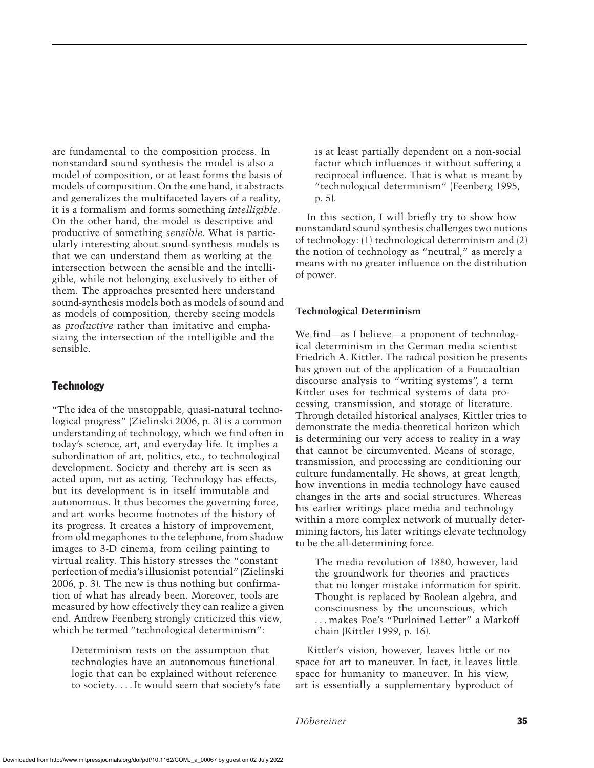are fundamental to the composition process. In nonstandard sound synthesis the model is also a model of composition, or at least forms the basis of models of composition. On the one hand, it abstracts and generalizes the multifaceted layers of a reality, it is a formalism and forms something *intelligible*. On the other hand, the model is descriptive and productive of something *sensible*. What is particularly interesting about sound-synthesis models is that we can understand them as working at the intersection between the sensible and the intelligible, while not belonging exclusively to either of them. The approaches presented here understand sound-synthesis models both as models of sound and as models of composition, thereby seeing models as *productive* rather than imitative and emphasizing the intersection of the intelligible and the sensible.

## Technology

"The idea of the unstoppable, quasi-natural technological progress" (Zielinski 2006, p. 3) is a common understanding of technology, which we find often in today's science, art, and everyday life. It implies a subordination of art, politics, etc., to technological development. Society and thereby art is seen as acted upon, not as acting. Technology has effects, but its development is in itself immutable and autonomous. It thus becomes the governing force, and art works become footnotes of the history of its progress. It creates a history of improvement, from old megaphones to the telephone, from shadow images to 3-D cinema, from ceiling painting to virtual reality. This history stresses the "constant perfection of media's illusionist potential" (Zielinski 2006, p. 3). The new is thus nothing but confirmation of what has already been. Moreover, tools are measured by how effectively they can realize a given end. Andrew Feenberg strongly criticized this view, which he termed "technological determinism":

> Determinism rests on the assumption that technologies have an autonomous functional logic that can be explained without reference to society. . . . It would seem that society's fate is at least partially dependent on a non-social factor which influences it without suffering a reciprocal influence. That is what is meant by "technological determinism" (Feenberg 1995, p. 5).

In this section, I will briefly try to show how nonstandard sound synthesis challenges two notions of technology: (1) technological determinism and (2) the notion of technology as "neutral," as merely a means with no greater influence on the distribution of power.

### Technological Determinism

We find—as I believe—a proponent of technological determinism in the German media scientist Friedrich A. Kittler. The radical position he presents has grown out of the application of a Foucaultian discourse analysis to "writing systems", a term Kittler uses for technical systems of data processing, transmission, and storage of literature. Through detailed historical analyses, Kittler tries to demonstrate the media-theoretical horizon which is determining our very access to reality in a way that cannot be circumvented. Means of storage, transmission, and processing are conditioning our culture fundamentally. He shows, at great length, how inventions in media technology have caused changes in the arts and social structures. Whereas his earlier writings place media and technology within a more complex network of mutually determining factors, his later writings elevate technology to be the all-determining force.

> The media revolution of 1880, however, laid the groundwork for theories and practices that no longer mistake information for spirit. Thought is replaced by Boolean algebra, and consciousness by the unconscious, which . . . makes Poe's "Purloined Letter" a Markoff chain (Kittler 1999, p. 16).

Kittler's vision, however, leaves little or no space for art to maneuver. In fact, it leaves little space for humanity to maneuver. In his view, art is essentially a supplementary byproduct of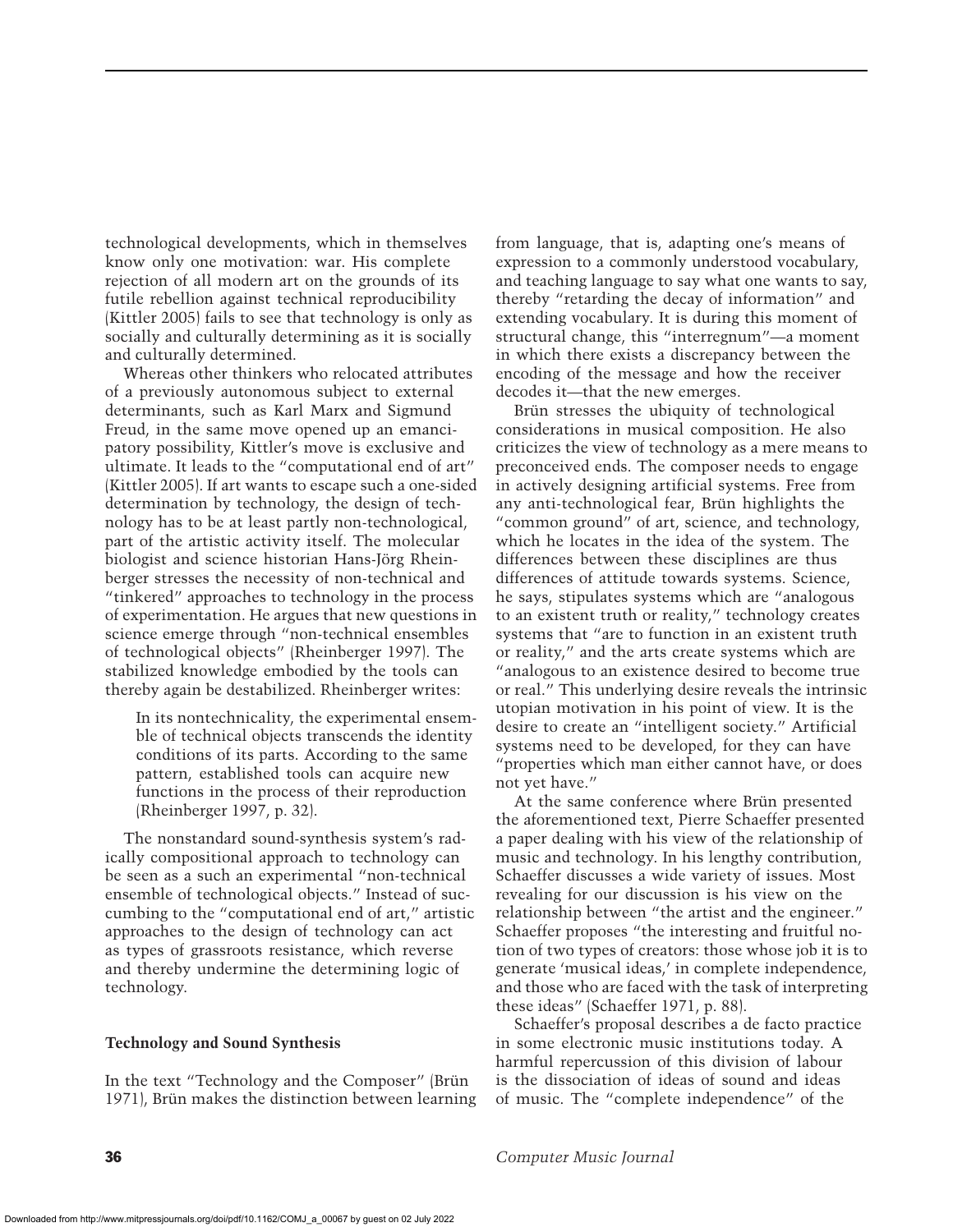technological developments, which in themselves know only one motivation: war. His complete rejection of all modern art on the grounds of its futile rebellion against technical reproducibility (Kittler 2005) fails to see that technology is only as socially and culturally determining as it is socially and culturally determined.

Whereas other thinkers who relocated attributes of a previously autonomous subject to external determinants, such as Karl Marx and Sigmund Freud, in the same move opened up an emancipatory possibility, Kittler's move is exclusive and ultimate. It leads to the "computational end of art" (Kittler 2005). If art wants to escape such a one-sided determination by technology, the design of technology has to be at least partly non-technological, part of the artistic activity itself. The molecular biologist and science historian Hans-Jörg Rheinberger stresses the necessity of non-technical and "tinkered" approaches to technology in the process of experimentation. He argues that new questions in science emerge through "non-technical ensembles of technological objects" (Rheinberger 1997). The stabilized knowledge embodied by the tools can thereby again be destabilized. Rheinberger writes:

> In its nontechnicality, the experimental ensemble of technical objects transcends the identity conditions of its parts. According to the same pattern, established tools can acquire new functions in the process of their reproduction (Rheinberger 1997, p. 32).

The nonstandard sound-synthesis system's radically compositional approach to technology can be seen as a such an experimental "non-technical ensemble of technological objects." Instead of succumbing to the "computational end of art," artistic approaches to the design of technology can act as types of grassroots resistance, which reverse and thereby undermine the determining logic of technology.

### Technology and Sound Synthesis

In the text "Technology and the Composer" (Brün 1971), Brün makes the distinction between learning from language, that is, adapting one's means of expression to a commonly understood vocabulary, and teaching language to say what one wants to say, thereby "retarding the decay of information" and extending vocabulary. It is during this moment of structural change, this "interregnum"—a moment in which there exists a discrepancy between the encoding of the message and how the receiver decodes it—that the new emerges.

Brün stresses the ubiquity of technological considerations in musical composition. He also criticizes the view of technology as a mere means to preconceived ends. The composer needs to engage in actively designing artificial systems. Free from any anti-technological fear, Brün highlights the "common ground" of art, science, and technology, which he locates in the idea of the system. The differences between these disciplines are thus differences of attitude towards systems. Science, he says, stipulates systems which are "analogous to an existent truth or reality," technology creates systems that "are to function in an existent truth or reality," and the arts create systems which are "analogous to an existence desired to become true or real." This underlying desire reveals the intrinsic utopian motivation in his point of view. It is the desire to create an "intelligent society." Artificial systems need to be developed, for they can have "properties which man either cannot have, or does not yet have."

At the same conference where Brün presented the aforementioned text, Pierre Schaeffer presented a paper dealing with his view of the relationship of music and technology. In his lengthy contribution, Schaeffer discusses a wide variety of issues. Most revealing for our discussion is his view on the relationship between "the artist and the engineer." Schaeffer proposes "the interesting and fruitful notion of two types of creators: those whose job it is to generate 'musical ideas,' in complete independence, and those who are faced with the task of interpreting these ideas" (Schaeffer 1971, p. 88).

Schaeffer's proposal describes a de facto practice in some electronic music institutions today. A harmful repercussion of this division of labour is the dissociation of ideas of sound and ideas of music. The "complete independence" of the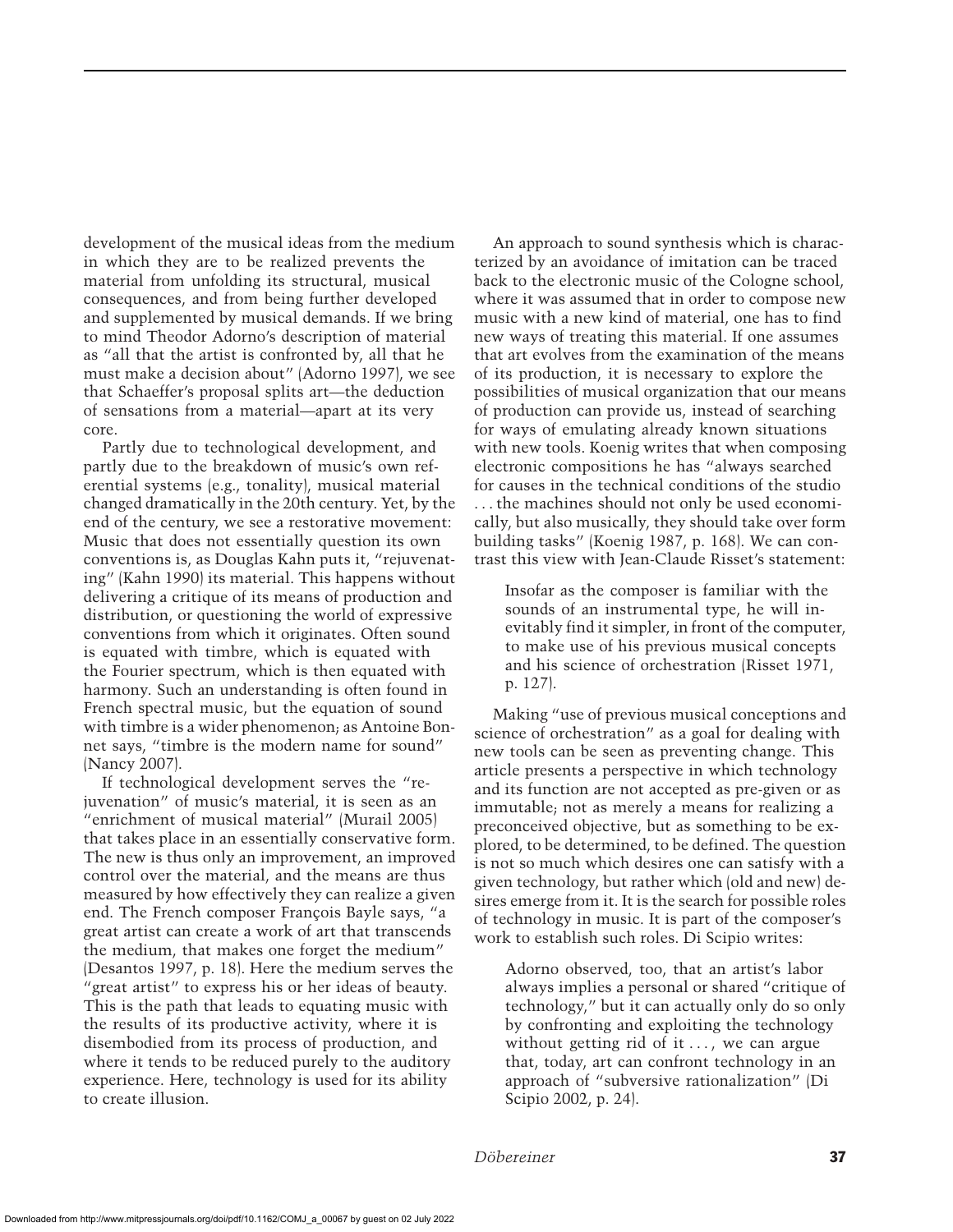development of the musical ideas from the medium in which they are to be realized prevents the material from unfolding its structural, musical consequences, and from being further developed and supplemented by musical demands. If we bring to mind Theodor Adorno's description of material as "all that the artist is confronted by, all that he must make a decision about" (Adorno 1997), we see that Schaeffer's proposal splits art—the deduction of sensations from a material—apart at its very core.

Partly due to technological development, and partly due to the breakdown of music's own referential systems (e.g., tonality), musical material changed dramatically in the 20th century. Yet, by the end of the century, we see a restorative movement: Music that does not essentially question its own conventions is, as Douglas Kahn puts it, "rejuvenating" (Kahn 1990) its material. This happens without delivering a critique of its means of production and distribution, or questioning the world of expressive conventions from which it originates. Often sound is equated with timbre, which is equated with the Fourier spectrum, which is then equated with harmony. Such an understanding is often found in French spectral music, but the equation of sound with timbre is a wider phenomenon; as Antoine Bonnet says, "timbre is the modern name for sound" (Nancy 2007).

If technological development serves the "rejuvenation" of music's material, it is seen as an "enrichment of musical material" (Murail 2005) that takes place in an essentially conservative form. The new is thus only an improvement, an improved control over the material, and the means are thus measured by how effectively they can realize a given end. The French composer François Bayle says, "a great artist can create a work of art that transcends the medium, that makes one forget the medium" (Desantos 1997, p. 18). Here the medium serves the "great artist" to express his or her ideas of beauty. This is the path that leads to equating music with the results of its productive activity, where it is disembodied from its process of production, and where it tends to be reduced purely to the auditory experience. Here, technology is used for its ability to create illusion.

An approach to sound synthesis which is characterized by an avoidance of imitation can be traced back to the electronic music of the Cologne school, where it was assumed that in order to compose new music with a new kind of material, one has to find new ways of treating this material. If one assumes that art evolves from the examination of the means of its production, it is necessary to explore the possibilities of musical organization that our means of production can provide us, instead of searching for ways of emulating already known situations with new tools. Koenig writes that when composing electronic compositions he has "always searched for causes in the technical conditions of the studio . . . the machines should not only be used economically, but also musically, they should take over form building tasks" (Koenig 1987, p. 168). We can contrast this view with Jean-Claude Risset's statement:

> Insofar as the composer is familiar with the sounds of an instrumental type, he will inevitably find it simpler, in front of the computer, to make use of his previous musical concepts and his science of orchestration (Risset 1971, p. 127).

Making "use of previous musical conceptions and science of orchestration" as a goal for dealing with new tools can be seen as preventing change. This article presents a perspective in which technology and its function are not accepted as pre-given or as immutable; not as merely a means for realizing a preconceived objective, but as something to be explored, to be determined, to be defined. The question is not so much which desires one can satisfy with a given technology, but rather which (old and new) desires emerge from it. It is the search for possible roles of technology in music. It is part of the composer's work to establish such roles. Di Scipio writes:

> Adorno observed, too, that an artist's labor always implies a personal or shared "critique of technology," but it can actually only do so only by confronting and exploiting the technology without getting rid of it . . . , we can argue that, today, art can confront technology in an approach of "subversive rationalization" (Di Scipio 2002, p. 24).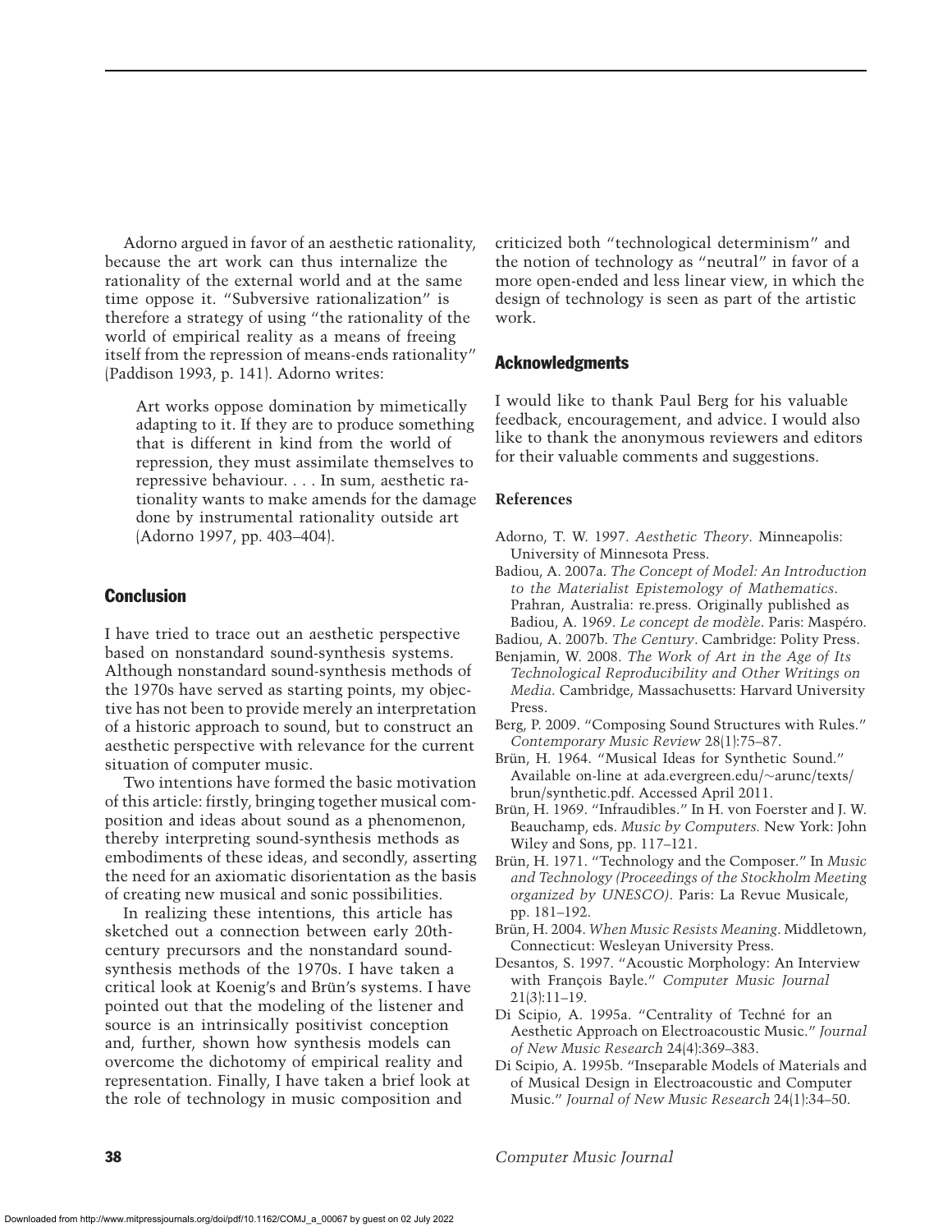Adorno argued in favor of an aesthetic rationality, because the art work can thus internalize the rationality of the external world and at the same time oppose it. "Subversive rationalization" is therefore a strategy of using "the rationality of the world of empirical reality as a means of freeing itself from the repression of means-ends rationality" (Paddison 1993, p. 141). Adorno writes:

> Art works oppose domination by mimetically adapting to it. If they are to produce something that is different in kind from the world of repression, they must assimilate themselves to repressive behaviour. . . . In sum, aesthetic rationality wants to make amends for the damage done by instrumental rationality outside art (Adorno 1997, pp. 403–404).

## Conclusion

I have tried to trace out an aesthetic perspective based on nonstandard sound-synthesis systems. Although nonstandard sound-synthesis methods of the 1970s have served as starting points, my objective has not been to provide merely an interpretation of a historic approach to sound, but to construct an aesthetic perspective with relevance for the current situation of computer music.

Two intentions have formed the basic motivation of this article: firstly, bringing together musical composition and ideas about sound as a phenomenon, thereby interpreting sound-synthesis methods as embodiments of these ideas, and secondly, asserting the need for an axiomatic disorientation as the basis of creating new musical and sonic possibilities.

In realizing these intentions, this article has sketched out a connection between early 20th-century precursors and the nonstandard sound-synthesis methods of the 1970s. I have taken a critical look at Koenig's and Brün's systems. I have pointed out that the modeling of the listener and source is an intrinsically positivist conception and, further, shown how synthesis models can overcome the dichotomy of empirical reality and representation. Finally, I have taken a brief look at the role of technology in music composition and criticized both "technological determinism" and the notion of technology as "neutral" in favor of a more open-ended and less linear view, in which the design of technology is seen as part of the artistic work.

## Acknowledgments

I would like to thank Paul Berg for his valuable feedback, encouragement, and advice. I would also like to thank the anonymous reviewers and editors for their valuable comments and suggestions.

### References

Adorno, T. W. 1997. *Aesthetic Theory*. Minneapolis: University of Minnesota Press.

Badiou, A. 2007a. *The Concept of Model: An Introduction to the Materialist Epistemology of Mathematics*. Prahran, Australia: re.press. Originally published as Badiou, A. 1969. *Le concept de modèle*. Paris: Maspéro.

Badiou, A. 2007b. *The Century*. Cambridge: Polity Press.

Benjamin, W. 2008. *The Work of Art in the Age of Its Technological Reproducibility and Other Writings on Media*. Cambridge, Massachusetts: Harvard University Press.

Berg, P. 2009. "Composing Sound Structures with Rules." *Contemporary Music Review* 28(1):75–87.

Brün, H. 1964. "Musical Ideas for Synthetic Sound." Available on-line at ada.evergreen.edu/~arunc/texts/brun/synthetic.pdf. Accessed April 2011.

Brün, H. 1969. "Infraudibles." In H. von Foerster and J. W. Beauchamp, eds. *Music by Computers.* New York: John Wiley and Sons, pp. 117–121.

Brün, H. 1971. "Technology and the Composer." In *Music and Technology (Proceedings of the Stockholm Meeting organized by UNESCO)*. Paris: La Revue Musicale, pp. 181–192.

Brün, H. 2004. *When Music Resists Meaning.* Middletown, Connecticut: Wesleyan University Press.

Desantos, S. 1997. "Acoustic Morphology: An Interview with François Bayle." *Computer Music Journal* 21(3):11–19.

Di Scipio, A. 1995a. "Centrality of Techné for an Aesthetic Approach on Electroacoustic Music." *Journal of New Music Research* 24(4):369–383.

Di Scipio, A. 1995b. "Inseparable Models of Materials and of Musical Design in Electroacoustic and Computer Music." *Journal of New Music Research* 24(1):34–50.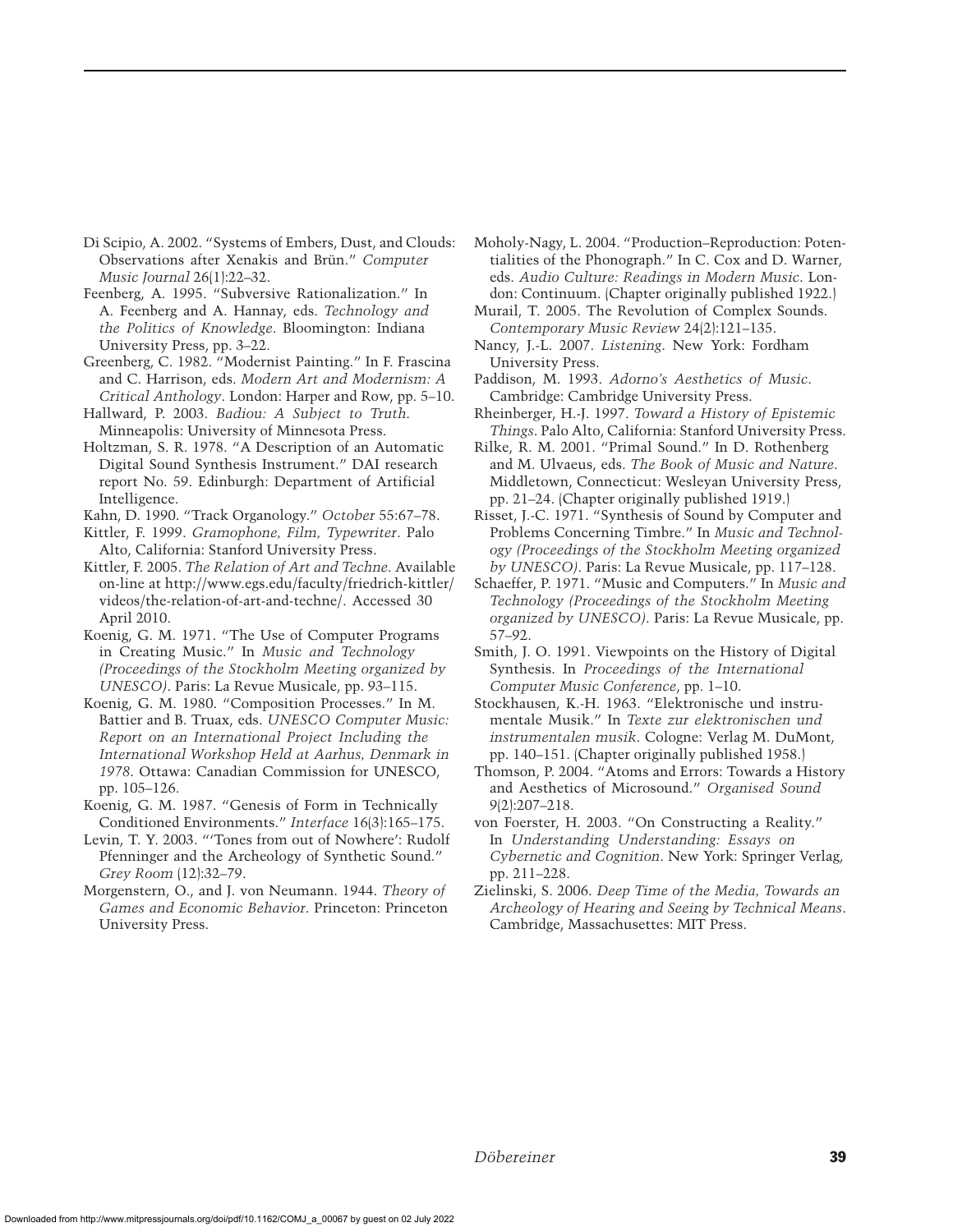Di Scipio, A. 2002. "Systems of Embers, Dust, and Clouds: Observations after Xenakis and Brün." *Computer Music Journal* 26(1):22–32.

Feenberg, A. 1995. "Subversive Rationalization." In A. Feenberg and A. Hannay, eds. *Technology and the Politics of Knowledge*. Bloomington: Indiana University Press, pp. 3–22.

Greenberg, C. 1982. "Modernist Painting." In F. Frascina and C. Harrison, eds. *Modern Art and Modernism: A Critical Anthology*. London: Harper and Row, pp. 5–10.

Hallward, P. 2003. *Badiou: A Subject to Truth.* Minneapolis: University of Minnesota Press.

Holtzman, S. R. 1978. "A Description of an Automatic Digital Sound Synthesis Instrument." DAI research report No. 59. Edinburgh: Department of Artificial Intelligence.

Kahn, D. 1990. "Track Organology." *October* 55:67–78.

Kittler, F. 1999. *Gramophone, Film, Typewriter*. Palo Alto, California: Stanford University Press.

Kittler, F. 2005. *The Relation of Art and Techne*. Available on-line at http://www.egs.edu/faculty/friedrich-kittler/videos/the-relation-of-art-and-techne/. Accessed 30 April 2010.

Koenig, G. M. 1971. "The Use of Computer Programs in Creating Music." In *Music and Technology (Proceedings of the Stockholm Meeting organized by UNESCO)*. Paris: La Revue Musicale, pp. 93–115.

Koenig, G. M. 1980. "Composition Processes." In M. Battier and B. Truax, eds. *UNESCO Computer Music: Report on an International Project Including the International Workshop Held at Aarhus, Denmark in 1978*. Ottawa: Canadian Commission for UNESCO, pp. 105–126.

Koenig, G. M. 1987. "Genesis of Form in Technically Conditioned Environments." *Interface* 16(3):165–175.

Levin, T. Y. 2003. "'Tones from out of Nowhere': Rudolf Pfenninger and the Archeology of Synthetic Sound." *Grey Room* (12):32–79.

Morgenstern, O., and J. von Neumann. 1944. *Theory of Games and Economic Behavior*. Princeton: Princeton University Press.

Moholy-Nagy, L. 2004. "Production–Reproduction: Potentialities of the Phonograph." In C. Cox and D. Warner, eds. *Audio Culture: Readings in Modern Music*. London: Continuum. (Chapter originally published 1922.)

Murail, T. 2005. The Revolution of Complex Sounds. *Contemporary Music Review* 24(2):121–135.

Nancy, J.-L. 2007. *Listening*. New York: Fordham University Press.

Paddison, M. 1993. *Adorno's Aesthetics of Music*. Cambridge: Cambridge University Press.

Rheinberger, H.-J. 1997. *Toward a History of Epistemic Things*. Palo Alto, California: Stanford University Press.

Rilke, R. M. 2001. "Primal Sound." In D. Rothenberg and M. Ulvaeus, eds. *The Book of Music and Nature*. Middletown, Connecticut: Wesleyan University Press, pp. 21–24. (Chapter originally published 1919.)

Risset, J.-C. 1971. "Synthesis of Sound by Computer and Problems Concerning Timbre." In *Music and Technology (Proceedings of the Stockholm Meeting organized by UNESCO)*. Paris: La Revue Musicale, pp. 117–128.

Schaeffer, P. 1971. "Music and Computers." In *Music and Technology (Proceedings of the Stockholm Meeting organized by UNESCO)*. Paris: La Revue Musicale, pp. 57–92.

Smith, J. O. 1991. Viewpoints on the History of Digital Synthesis. In *Proceedings of the International Computer Music Conference*, pp. 1–10.

Stockhausen, K.-H. 1963. "Elektronische und instrumentale Musik." In *Texte zur elektronischen und instrumentalen musik*. Cologne: Verlag M. DuMont, pp. 140–151. (Chapter originally published 1958.)

Thomson, P. 2004. "Atoms and Errors: Towards a History and Aesthetics of Microsound." *Organised Sound* 9(2):207–218.

von Foerster, H. 2003. "On Constructing a Reality." In *Understanding Understanding: Essays on Cybernetic and Cognition*. New York: Springer Verlag, pp. 211–228.

Zielinski, S. 2006. *Deep Time of the Media, Towards an Archeology of Hearing and Seeing by Technical Means*. Cambridge, Massachusettes: MIT Press.